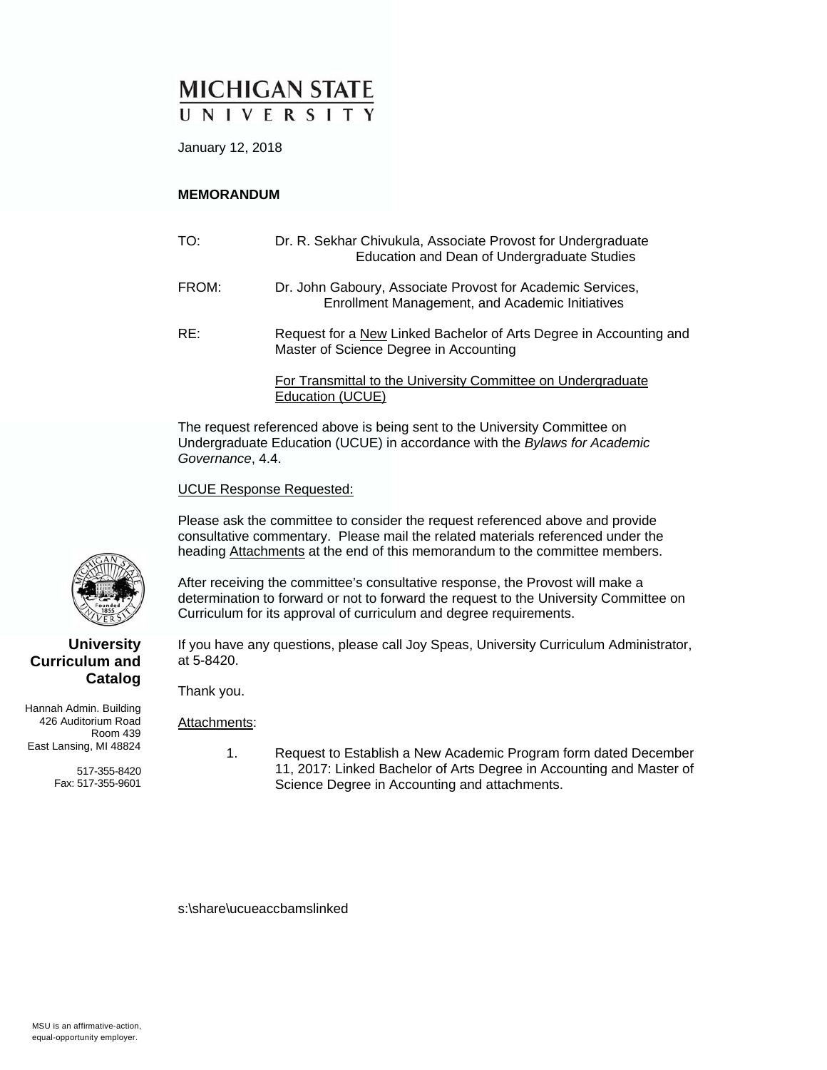**MICHIGAN STATE UNIVERSITY**

January 12, 2018

**MEMORANDUM**

TO: Dr. R. Sekhar Chivukula, Associate Provost for Undergraduate Education and Dean of Undergraduate Studies

FROM: Dr. John Gaboury, Associate Provost for Academic Services, Enrollment Management, and Academic Initiatives

RE: Request for a New Linked Bachelor of Arts Degree in Accounting and Master of Science Degree in Accounting

For Transmittal to the University Committee on Undergraduate Education (UCUE)

The request referenced above is being sent to the University Committee on Undergraduate Education (UCUE) in accordance with the *Bylaws for Academic Governance*, 4.4.

UCUE Response Requested:

Please ask the committee to consider the request referenced above and provide consultative commentary. Please mail the related materials referenced under the heading Attachments at the end of this memorandum to the committee members.

After receiving the committee's consultative response, the Provost will make a determination to forward or not to forward the request to the University Committee on Curriculum for its approval of curriculum and degree requirements.

If you have any questions, please call Joy Speas, University Curriculum Administrator, at 5-8420.

Thank you.

Attachments:

1. Request to Establish a New Academic Program form dated December 11, 2017: Linked Bachelor of Arts Degree in Accounting and Master of Science Degree in Accounting and attachments.

s:\share\ucueaccbamslinked

**University Curriculum and Catalog**

Hannah Admin. Building
426 Auditorium Road
Room 439
East Lansing, MI 48824

517-355-8420
Fax: 517-355-9601

MSU is an affirmative-action, equal-opportunity employer.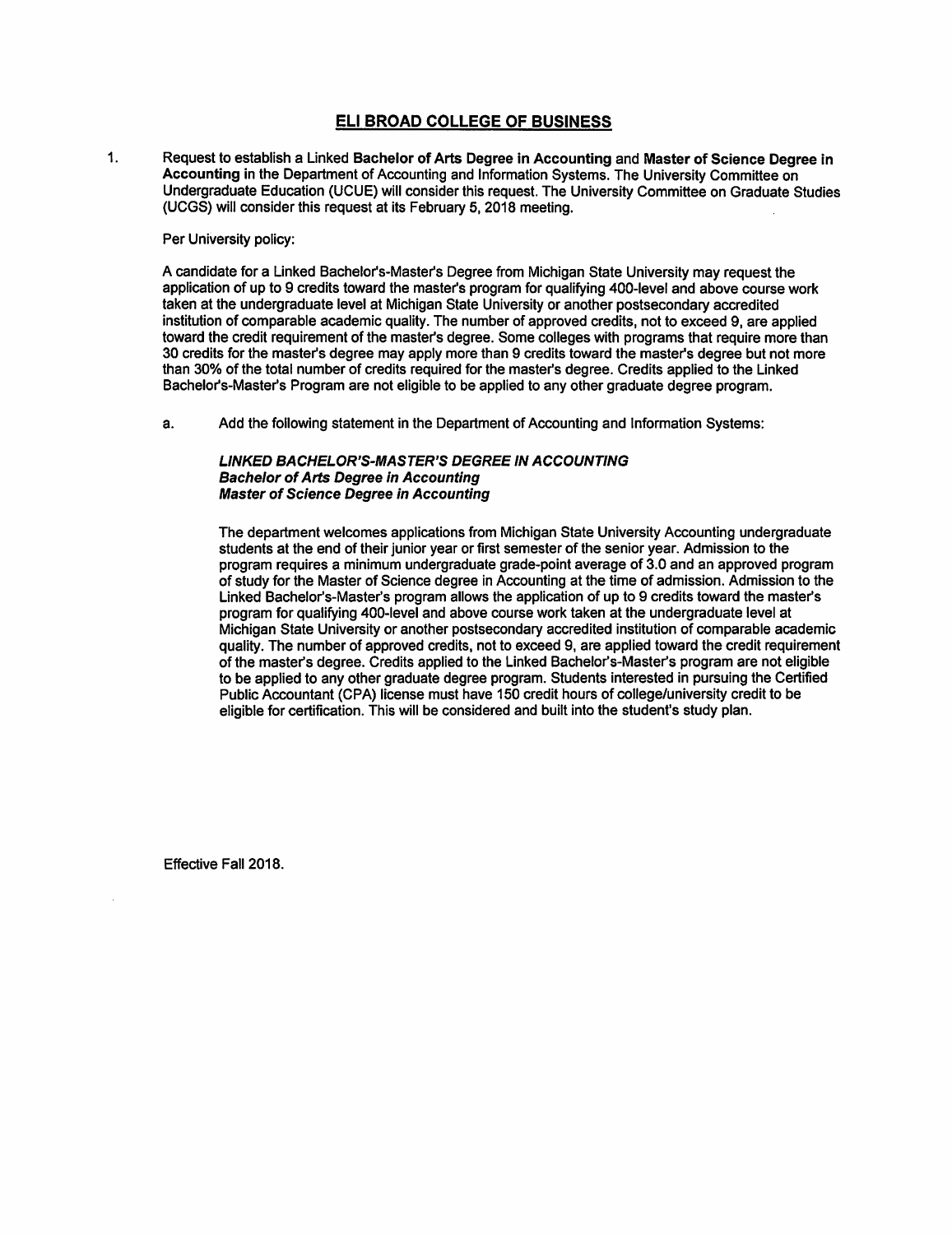## ELI BROAD COLLEGE OF BUSINESS

1. Request to establish a Linked **Bachelor of Arts Degree in Accounting** and **Master of Science Degree in Accounting** in the Department of Accounting and Information Systems. The University Committee on Undergraduate Education (UCUE) will consider this request. The University Committee on Graduate Studies (UCGS) will consider this request at its February 5, 2018 meeting.

   Per University policy:

   A candidate for a Linked Bachelor's-Master's Degree from Michigan State University may request the application of up to 9 credits toward the master's program for qualifying 400-level and above course work taken at the undergraduate level at Michigan State University or another postsecondary accredited institution of comparable academic quality. The number of approved credits, not to exceed 9, are applied toward the credit requirement of the master's degree. Some colleges with programs that require more than 30 credits for the master's degree may apply more than 9 credits toward the master's degree but not more than 30% of the total number of credits required for the master's degree. Credits applied to the Linked Bachelor's-Master's Program are not eligible to be applied to any other graduate degree program.

   a. Add the following statement in the Department of Accounting and Information Systems:

      ***LINKED BACHELOR'S-MASTER'S DEGREE IN ACCOUNTING***
      ***Bachelor of Arts Degree in Accounting***
      ***Master of Science Degree in Accounting***

      The department welcomes applications from Michigan State University Accounting undergraduate students at the end of their junior year or first semester of the senior year. Admission to the program requires a minimum undergraduate grade-point average of 3.0 and an approved program of study for the Master of Science degree in Accounting at the time of admission. Admission to the Linked Bachelor's-Master's program allows the application of up to 9 credits toward the master's program for qualifying 400-level and above course work taken at the undergraduate level at Michigan State University or another postsecondary accredited institution of comparable academic quality. The number of approved credits, not to exceed 9, are applied toward the credit requirement of the master's degree. Credits applied to the Linked Bachelor's-Master's program are not eligible to be applied to any other graduate degree program. Students interested in pursuing the Certified Public Accountant (CPA) license must have 150 credit hours of college/university credit to be eligible for certification. This will be considered and built into the student's study plan.

   Effective Fall 2018.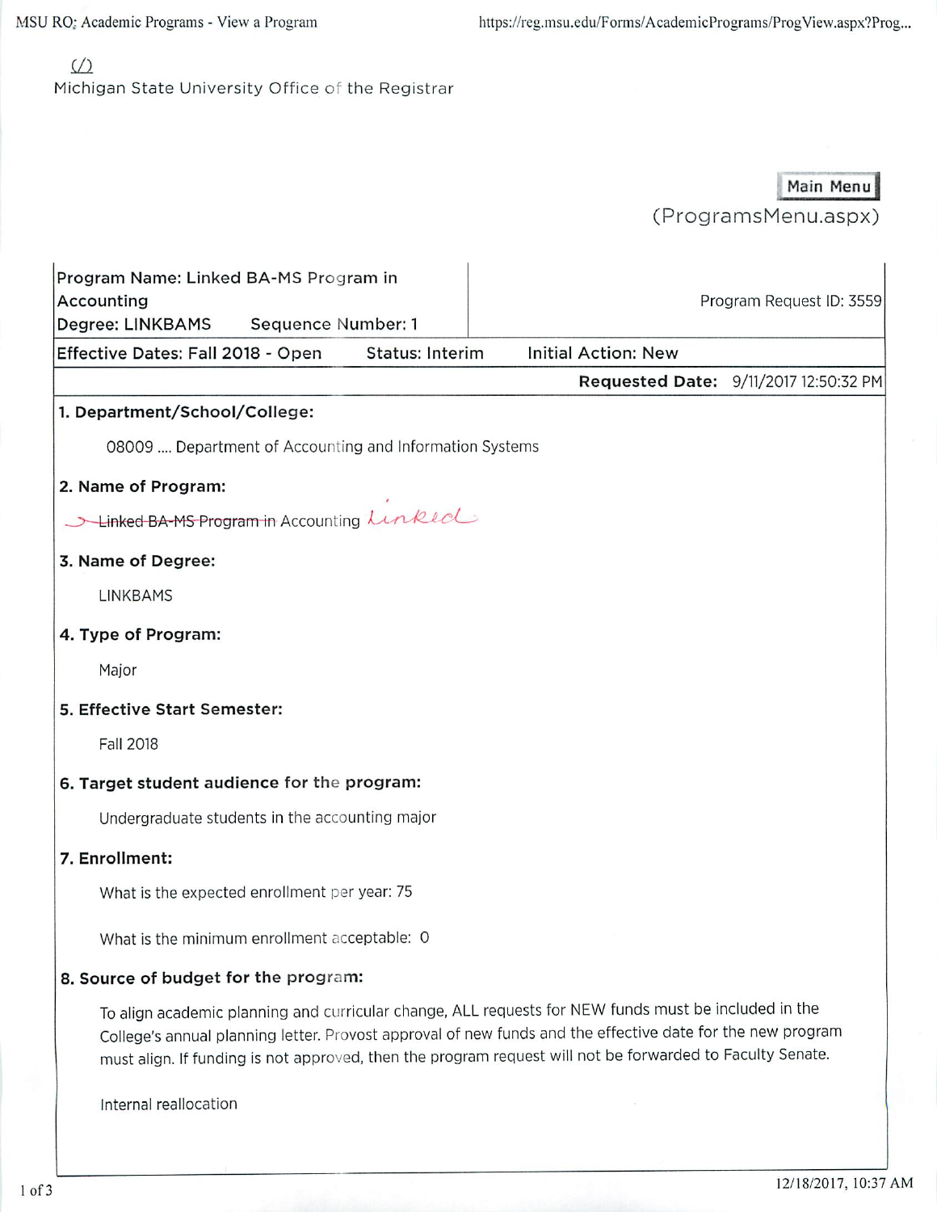Michigan State University Office of the Registrar

Main Menu (ProgramsMenu.aspx)

| Program Name: Linked BA-MS Program in Accounting | | Program Request ID: 3559 |
| --- | --- | --- |
| Degree: LINKBAMS  Sequence Number: 1 | | |
| Effective Dates: Fall 2018 - Open | Status: Interim | Initial Action: New |
| | | Requested Date: 9/11/2017 12:50:32 PM |

**1. Department/School/College:**

08009 .... Department of Accounting and Information Systems

**2. Name of Program:**

~~Linked BA-MS Program in~~ Accounting Linked

**3. Name of Degree:**

LINKBAMS

**4. Type of Program:**

Major

**5. Effective Start Semester:**

Fall 2018

**6. Target student audience for the program:**

Undergraduate students in the accounting major

**7. Enrollment:**

What is the expected enrollment per year: 75

What is the minimum enrollment acceptable: 0

**8. Source of budget for the program:**

To align academic planning and curricular change, ALL requests for NEW funds must be included in the College's annual planning letter. Provost approval of new funds and the effective date for the new program must align. If funding is not approved, then the program request will not be forwarded to Faculty Senate.

Internal reallocation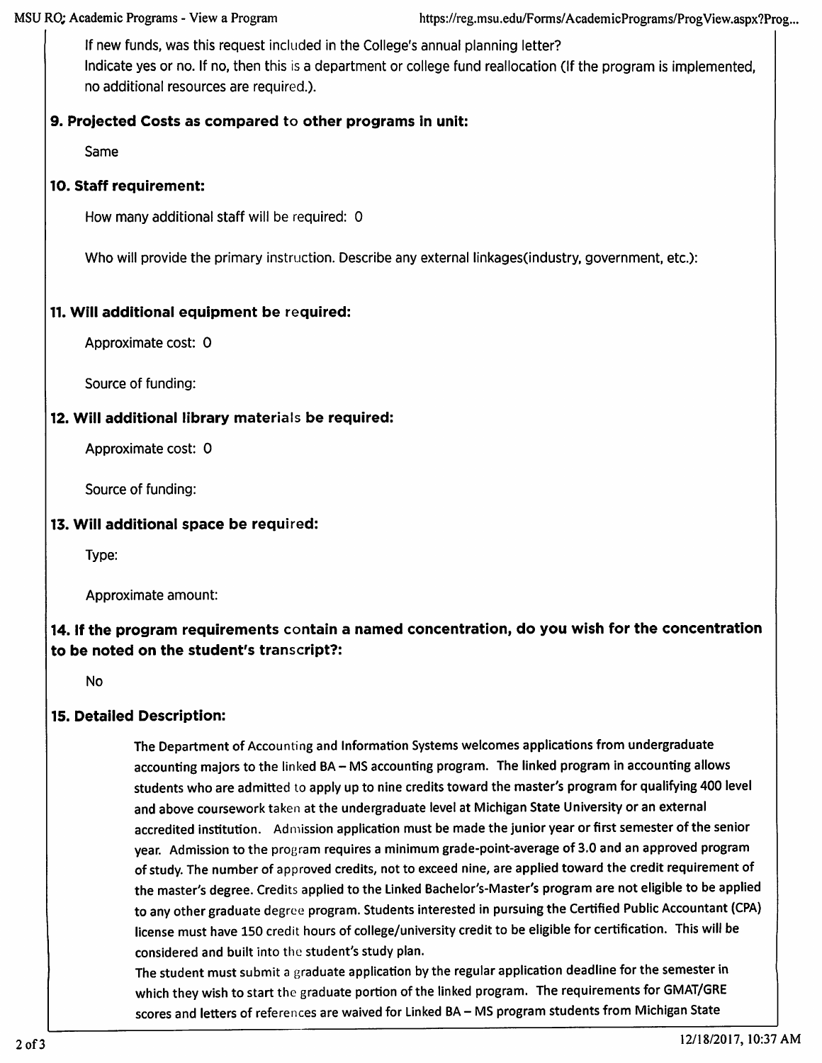If new funds, was this request included in the College's annual planning letter?

Indicate yes or no. If no, then this is a department or college fund reallocation (If the program is implemented, no additional resources are required.).

### 9. Projected Costs as compared to other programs in unit:

Same

### 10. Staff requirement:

How many additional staff will be required: 0

Who will provide the primary instruction. Describe any external linkages(industry, government, etc.):

### 11. Will additional equipment be required:

Approximate cost: 0

Source of funding:

### 12. Will additional library materials be required:

Approximate cost: 0

Source of funding:

### 13. Will additional space be required:

Type:

Approximate amount:

### 14. If the program requirements contain a named concentration, do you wish for the concentration to be noted on the student's transcript?:

No

### 15. Detailed Description:

The Department of Accounting and Information Systems welcomes applications from undergraduate accounting majors to the linked BA – MS accounting program. The linked program in accounting allows students who are admitted to apply up to nine credits toward the master's program for qualifying 400 level and above coursework taken at the undergraduate level at Michigan State University or an external accredited institution. Admission application must be made the junior year or first semester of the senior year. Admission to the program requires a minimum grade-point-average of 3.0 and an approved program of study. The number of approved credits, not to exceed nine, are applied toward the credit requirement of the master's degree. Credits applied to the Linked Bachelor's-Master's program are not eligible to be applied to any other graduate degree program. Students interested in pursuing the Certified Public Accountant (CPA) license must have 150 credit hours of college/university credit to be eligible for certification. This will be considered and built into the student's study plan.

The student must submit a graduate application by the regular application deadline for the semester in which they wish to start the graduate portion of the linked program. The requirements for GMAT/GRE scores and letters of references are waived for Linked BA – MS program students from Michigan State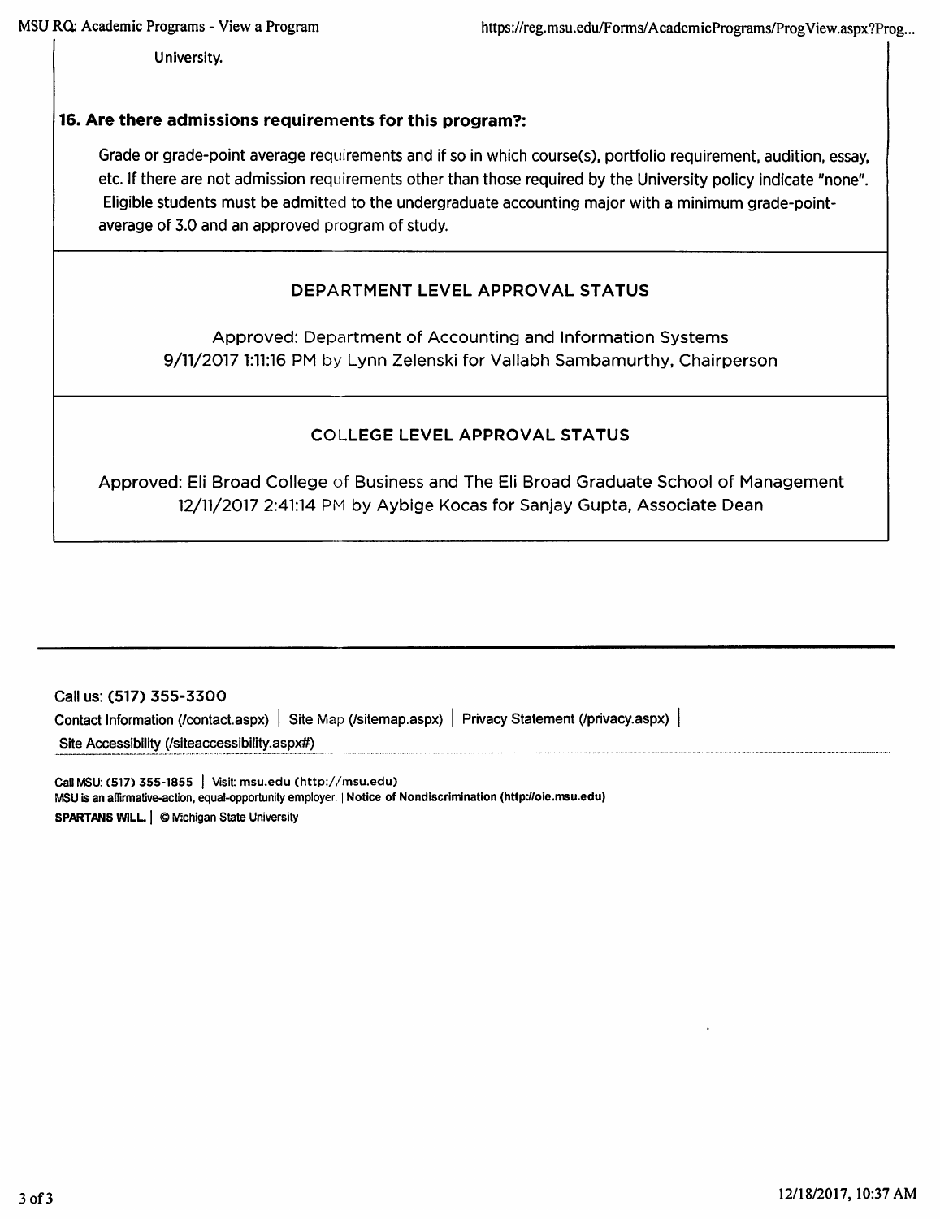University.

### 16. Are there admissions requirements for this program?:

Grade or grade-point average requirements and if so in which course(s), portfolio requirement, audition, essay, etc. If there are not admission requirements other than those required by the University policy indicate "none". Eligible students must be admitted to the undergraduate accounting major with a minimum grade-point-average of 3.0 and an approved program of study.

## DEPARTMENT LEVEL APPROVAL STATUS

Approved: Department of Accounting and Information Systems
9/11/2017 1:11:16 PM by Lynn Zelenski for Vallabh Sambamurthy, Chairperson

## COLLEGE LEVEL APPROVAL STATUS

Approved: Eli Broad College of Business and The Eli Broad Graduate School of Management
12/11/2017 2:41:14 PM by Aybige Kocas for Sanjay Gupta, Associate Dean

Call us: (517) 355-3300

Contact Information (/contact.aspx) | Site Map (/sitemap.aspx) | Privacy Statement (/privacy.aspx) | Site Accessibility (/siteaccessibility.aspx#)

Call MSU: (517) 355-1855 | Visit: msu.edu (http://msu.edu)

MSU is an affirmative-action, equal-opportunity employer. | **Notice of Nondiscrimination (http://oie.msu.edu)**

**SPARTANS WILL.** | © Michigan State University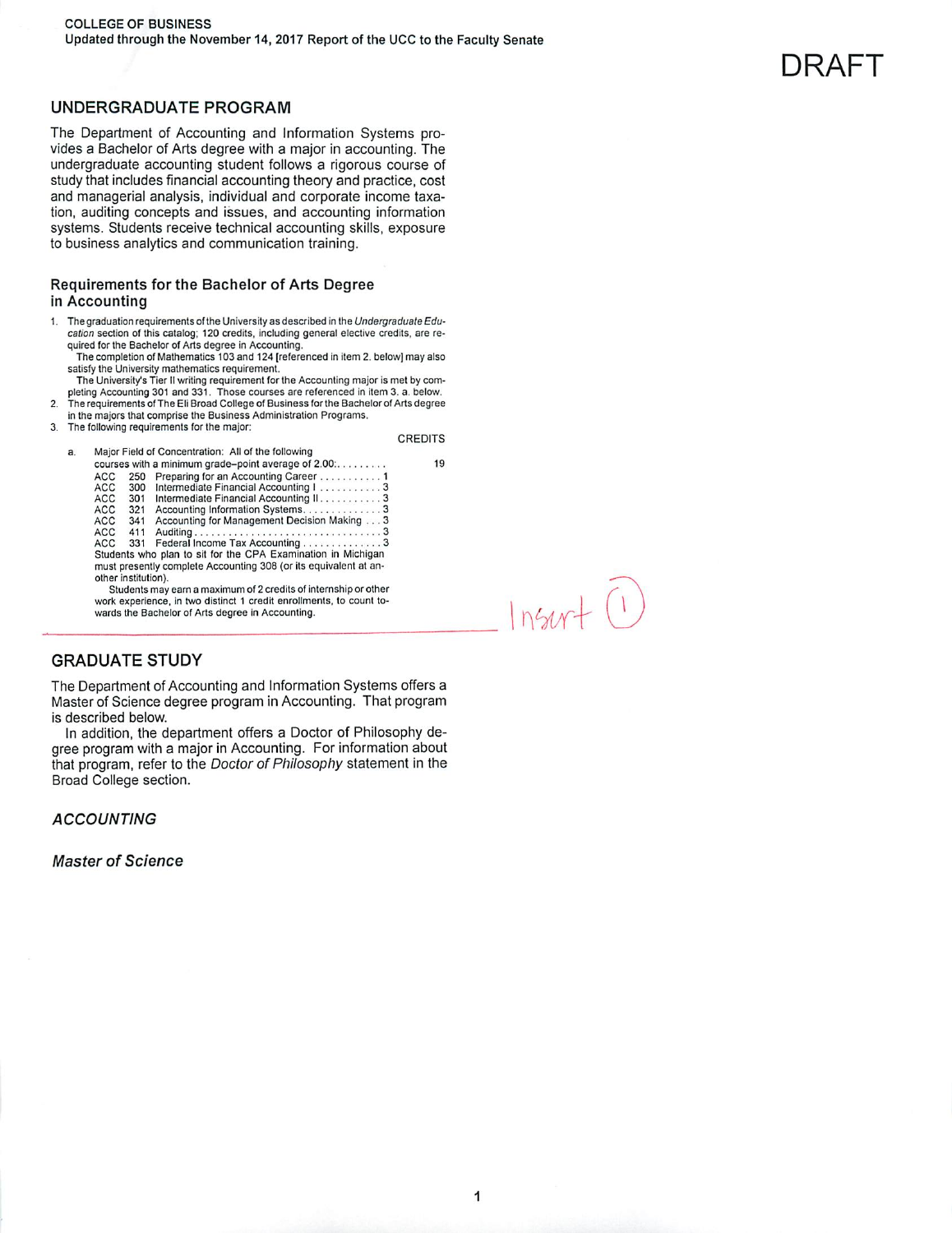DRAFT

## UNDERGRADUATE PROGRAM

The Department of Accounting and Information Systems provides a Bachelor of Arts degree with a major in accounting. The undergraduate accounting student follows a rigorous course of study that includes financial accounting theory and practice, cost and managerial analysis, individual and corporate income taxation, auditing concepts and issues, and accounting information systems. Students receive technical accounting skills, exposure to business analytics and communication training.

### Requirements for the Bachelor of Arts Degree in Accounting

1. The graduation requirements of the University as described in the *Undergraduate Education* section of this catalog; 120 credits, including general elective credits, are required for the Bachelor of Arts degree in Accounting.
   The completion of Mathematics 103 and 124 [referenced in item 2. below] may also satisfy the University mathematics requirement.
   The University's Tier II writing requirement for the Accounting major is met by completing Accounting 301 and 331. Those courses are referenced in item 3. a. below.
2. The requirements of The Eli Broad College of Business for the Bachelor of Arts degree in the majors that comprise the Business Administration Programs.
3. The following requirements for the major:

| | CREDITS |
|---|---|
| a. Major Field of Concentration: All of the following courses with a minimum grade–point average of 2.00: | 19 |
| ACC 250 Preparing for an Accounting Career . . . 1 | |
| ACC 300 Intermediate Financial Accounting I . . . 3 | |
| ACC 301 Intermediate Financial Accounting II . . . 3 | |
| ACC 321 Accounting Information Systems . . . 3 | |
| ACC 341 Accounting for Management Decision Making . . . 3 | |
| ACC 411 Auditing . . . 3 | |
| ACC 331 Federal Income Tax Accounting . . . 3 | |

Students who plan to sit for the CPA Examination in Michigan must presently complete Accounting 308 (or its equivalent at another institution).

Students may earn a maximum of 2 credits of internship or other work experience, in two distinct 1 credit enrollments, to count towards the Bachelor of Arts degree in Accounting.

Insert ①

## GRADUATE STUDY

The Department of Accounting and Information Systems offers a Master of Science degree program in Accounting. That program is described below.

In addition, the department offers a Doctor of Philosophy degree program with a major in Accounting. For information about that program, refer to the *Doctor of Philosophy* statement in the Broad College section.

### *ACCOUNTING*

#### *Master of Science*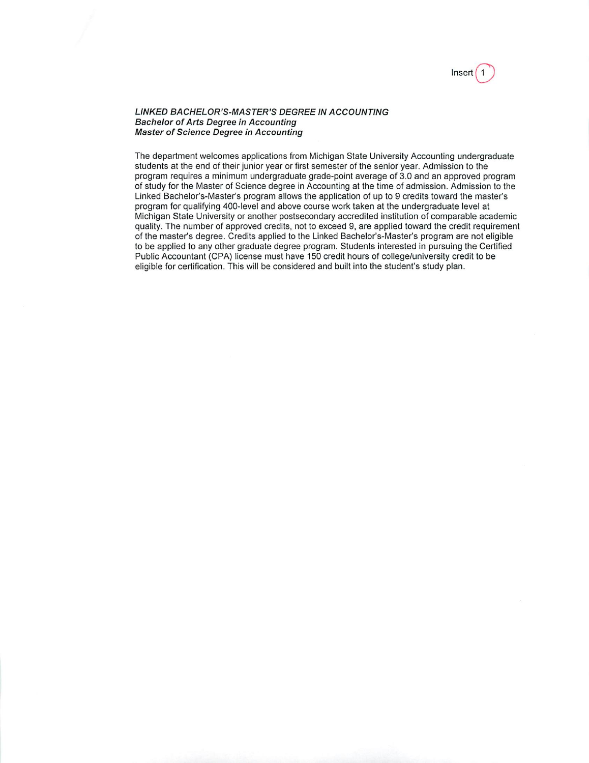Insert 1

***LINKED BACHELOR'S-MASTER'S DEGREE IN ACCOUNTING***
***Bachelor of Arts Degree in Accounting***
***Master of Science Degree in Accounting***

The department welcomes applications from Michigan State University Accounting undergraduate students at the end of their junior year or first semester of the senior year. Admission to the program requires a minimum undergraduate grade-point average of 3.0 and an approved program of study for the Master of Science degree in Accounting at the time of admission. Admission to the Linked Bachelor's-Master's program allows the application of up to 9 credits toward the master's program for qualifying 400-level and above course work taken at the undergraduate level at Michigan State University or another postsecondary accredited institution of comparable academic quality. The number of approved credits, not to exceed 9, are applied toward the credit requirement of the master's degree. Credits applied to the Linked Bachelor's-Master's program are not eligible to be applied to any other graduate degree program. Students interested in pursuing the Certified Public Accountant (CPA) license must have 150 credit hours of college/university credit to be eligible for certification. This will be considered and built into the student's study plan.